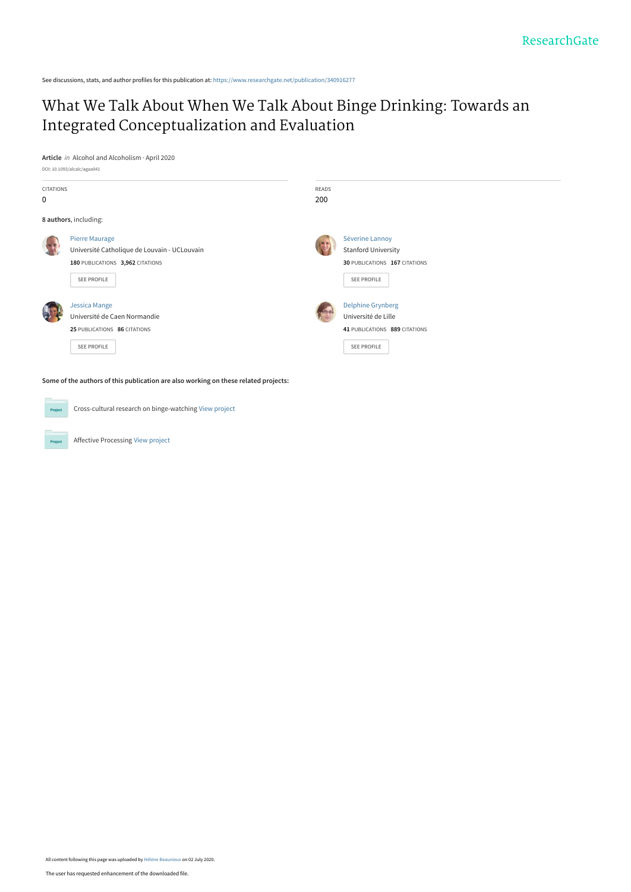ResearchGate

See discussions, stats, and author profiles for this publication at: https://www.researchgate.net/publication/340916277

# What We Talk About When We Talk About Binge Drinking: Towards an Integrated Conceptualization and Evaluation

**Article** *in* Alcohol and Alcoholism · April 2020

DOI: 10.1093/alcalc/agaa041

CITATIONS
0

READS
200

**8 authors**, including:

Pierre Maurage
Université Catholique de Louvain - UCLouvain
**180** PUBLICATIONS **3,962** CITATIONS
SEE PROFILE

Séverine Lannoy
Stanford University
**30** PUBLICATIONS **167** CITATIONS
SEE PROFILE

Jessica Mange
Université de Caen Normandie
**25** PUBLICATIONS **86** CITATIONS
SEE PROFILE

Delphine Grynberg
Université de Lille
**41** PUBLICATIONS **889** CITATIONS
SEE PROFILE

**Some of the authors of this publication are also working on these related projects:**

Project: Cross-cultural research on binge-watching View project

Project: Affective Processing View project

All content following this page was uploaded by Hélène Beaunieux on 02 July 2020.

The user has requested enhancement of the downloaded file.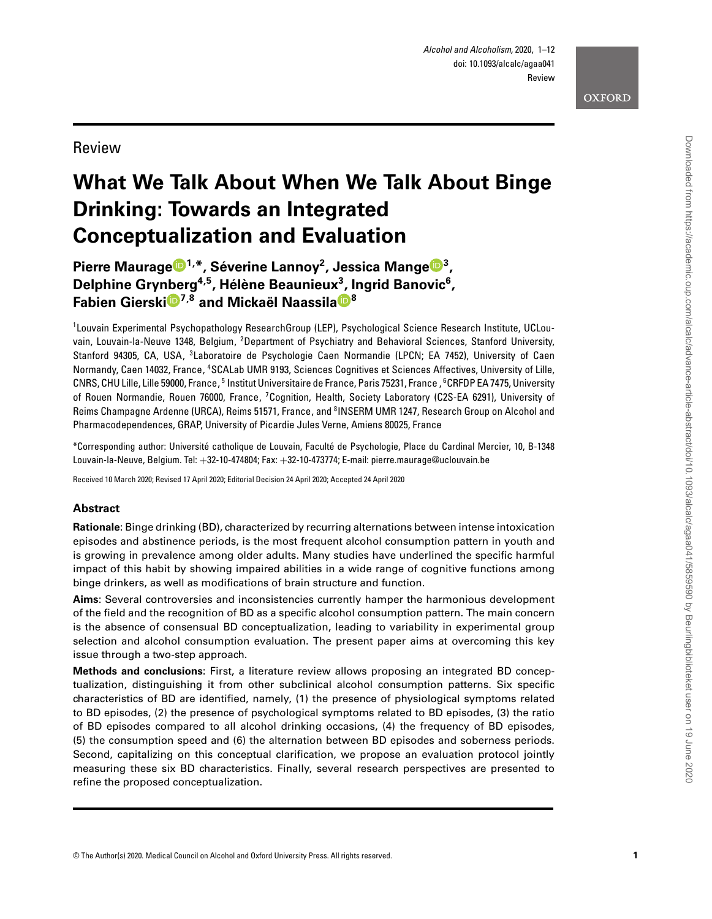Review

# What We Talk About When We Talk About Binge Drinking: Towards an Integrated Conceptualization and Evaluation

**Pierre Maurage[1,*], Séverine Lannoy[2], Jessica Mange[3], Delphine Grynberg[4,5], Hélène Beaunieux[3], Ingrid Banovic[6], Fabien Gierski[7,8] and Mickaël Naassila[8]**

[1]Louvain Experimental Psychopathology ResearchGroup (LEP), Psychological Science Research Institute, UCLouvain, Louvain-la-Neuve 1348, Belgium, [2]Department of Psychiatry and Behavioral Sciences, Stanford University, Stanford 94305, CA, USA, [3]Laboratoire de Psychologie Caen Normandie (LPCN; EA 7452), University of Caen Normandy, Caen 14032, France, [4]SCALab UMR 9193, Sciences Cognitives et Sciences Affectives, University of Lille, CNRS, CHU Lille, Lille 59000, France, [5] Institut Universitaire de France, Paris 75231, France, [6]CRFDP EA 7475, University of Rouen Normandie, Rouen 76000, France, [7]Cognition, Health, Society Laboratory (C2S-EA 6291), University of Reims Champagne Ardenne (URCA), Reims 51571, France, and [8]INSERM UMR 1247, Research Group on Alcohol and Pharmacodependences, GRAP, University of Picardie Jules Verne, Amiens 80025, France

*Corresponding author: Université catholique de Louvain, Faculté de Psychologie, Place du Cardinal Mercier, 10, B-1348 Louvain-la-Neuve, Belgium. Tel: +32-10-474804; Fax: +32-10-473774; E-mail: pierre.maurage@uclouvain.be

Received 10 March 2020; Revised 17 April 2020; Editorial Decision 24 April 2020; Accepted 24 April 2020

## Abstract

**Rationale**: Binge drinking (BD), characterized by recurring alternations between intense intoxication episodes and abstinence periods, is the most frequent alcohol consumption pattern in youth and is growing in prevalence among older adults. Many studies have underlined the specific harmful impact of this habit by showing impaired abilities in a wide range of cognitive functions among binge drinkers, as well as modifications of brain structure and function.

**Aims**: Several controversies and inconsistencies currently hamper the harmonious development of the field and the recognition of BD as a specific alcohol consumption pattern. The main concern is the absence of consensual BD conceptualization, leading to variability in experimental group selection and alcohol consumption evaluation. The present paper aims at overcoming this key issue through a two-step approach.

**Methods and conclusions**: First, a literature review allows proposing an integrated BD conceptualization, distinguishing it from other subclinical alcohol consumption patterns. Six specific characteristics of BD are identified, namely, (1) the presence of physiological symptoms related to BD episodes, (2) the presence of psychological symptoms related to BD episodes, (3) the ratio of BD episodes compared to all alcohol drinking occasions, (4) the frequency of BD episodes, (5) the consumption speed and (6) the alternation between BD episodes and soberness periods. Second, capitalizing on this conceptual clarification, we propose an evaluation protocol jointly measuring these six BD characteristics. Finally, several research perspectives are presented to refine the proposed conceptualization.

© The Author(s) 2020. Medical Council on Alcohol and Oxford University Press. All rights reserved.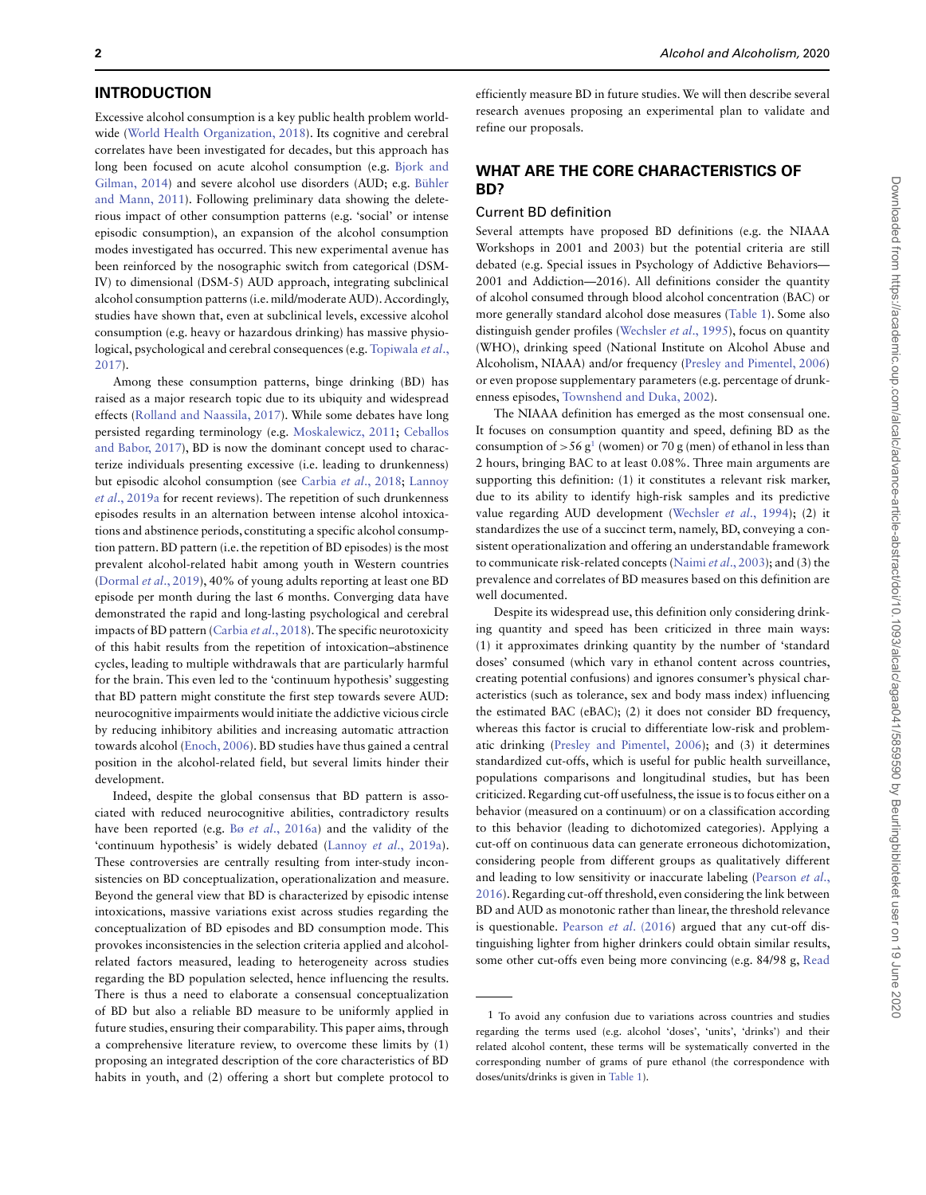## INTRODUCTION

Excessive alcohol consumption is a key public health problem worldwide (World Health Organization, 2018). Its cognitive and cerebral correlates have been investigated for decades, but this approach has long been focused on acute alcohol consumption (e.g. Bjork and Gilman, 2014) and severe alcohol use disorders (AUD; e.g. Bühler and Mann, 2011). Following preliminary data showing the deleterious impact of other consumption patterns (e.g. 'social' or intense episodic consumption), an expansion of the alcohol consumption modes investigated has occurred. This new experimental avenue has been reinforced by the nosographic switch from categorical (DSM-IV) to dimensional (DSM-5) AUD approach, integrating subclinical alcohol consumption patterns (i.e. mild/moderate AUD). Accordingly, studies have shown that, even at subclinical levels, excessive alcohol consumption (e.g. heavy or hazardous drinking) has massive physiological, psychological and cerebral consequences (e.g. Topiwala *et al*., 2017).

Among these consumption patterns, binge drinking (BD) has raised as a major research topic due to its ubiquity and widespread effects (Rolland and Naassila, 2017). While some debates have long persisted regarding terminology (e.g. Moskalewicz, 2011; Ceballos and Babor, 2017), BD is now the dominant concept used to characterize individuals presenting excessive (i.e. leading to drunkenness) but episodic alcohol consumption (see Carbia *et al*., 2018; Lannoy *et al*., 2019a for recent reviews). The repetition of such drunkenness episodes results in an alternation between intense alcohol intoxications and abstinence periods, constituting a specific alcohol consumption pattern. BD pattern (i.e. the repetition of BD episodes) is the most prevalent alcohol-related habit among youth in Western countries (Dormal *et al*., 2019), 40% of young adults reporting at least one BD episode per month during the last 6 months. Converging data have demonstrated the rapid and long-lasting psychological and cerebral impacts of BD pattern (Carbia *et al*., 2018). The specific neurotoxicity of this habit results from the repetition of intoxication–abstinence cycles, leading to multiple withdrawals that are particularly harmful for the brain. This even led to the 'continuum hypothesis' suggesting that BD pattern might constitute the first step towards severe AUD: neurocognitive impairments would initiate the addictive vicious circle by reducing inhibitory abilities and increasing automatic attraction towards alcohol (Enoch, 2006). BD studies have thus gained a central position in the alcohol-related field, but several limits hinder their development.

Indeed, despite the global consensus that BD pattern is associated with reduced neurocognitive abilities, contradictory results have been reported (e.g. Bø *et al*., 2016a) and the validity of the 'continuum hypothesis' is widely debated (Lannoy *et al*., 2019a). These controversies are centrally resulting from inter-study inconsistencies on BD conceptualization, operationalization and measure. Beyond the general view that BD is characterized by episodic intense intoxications, massive variations exist across studies regarding the conceptualization of BD episodes and BD consumption mode. This provokes inconsistencies in the selection criteria applied and alcohol-related factors measured, leading to heterogeneity across studies regarding the BD population selected, hence influencing the results. There is thus a need to elaborate a consensual conceptualization of BD but also a reliable BD measure to be uniformly applied in future studies, ensuring their comparability. This paper aims, through a comprehensive literature review, to overcome these limits by (1) proposing an integrated description of the core characteristics of BD habits in youth, and (2) offering a short but complete protocol to efficiently measure BD in future studies. We will then describe several research avenues proposing an experimental plan to validate and refine our proposals.

## WHAT ARE THE CORE CHARACTERISTICS OF BD?

### Current BD definition

Several attempts have proposed BD definitions (e.g. the NIAAA Workshops in 2001 and 2003) but the potential criteria are still debated (e.g. Special issues in Psychology of Addictive Behaviors—2001 and Addiction—2016). All definitions consider the quantity of alcohol consumed through blood alcohol concentration (BAC) or more generally standard alcohol dose measures (Table 1). Some also distinguish gender profiles (Wechsler *et al*., 1995), focus on quantity (WHO), drinking speed (National Institute on Alcohol Abuse and Alcoholism, NIAAA) and/or frequency (Presley and Pimentel, 2006) or even propose supplementary parameters (e.g. percentage of drunkenness episodes, Townshend and Duka, 2002).

The NIAAA definition has emerged as the most consensual one. It focuses on consumption quantity and speed, defining BD as the consumption of >56 g[1] (women) or 70 g (men) of ethanol in less than 2 hours, bringing BAC to at least 0.08%. Three main arguments are supporting this definition: (1) it constitutes a relevant risk marker, due to its ability to identify high-risk samples and its predictive value regarding AUD development (Wechsler *et al*., 1994); (2) it standardizes the use of a succinct term, namely, BD, conveying a consistent operationalization and offering an understandable framework to communicate risk-related concepts (Naimi *et al*., 2003); and (3) the prevalence and correlates of BD measures based on this definition are well documented.

Despite its widespread use, this definition only considering drinking quantity and speed has been criticized in three main ways: (1) it approximates drinking quantity by the number of 'standard doses' consumed (which vary in ethanol content across countries, creating potential confusions) and ignores consumer's physical characteristics (such as tolerance, sex and body mass index) influencing the estimated BAC (eBAC); (2) it does not consider BD frequency, whereas this factor is crucial to differentiate low-risk and problematic drinking (Presley and Pimentel, 2006); and (3) it determines standardized cut-offs, which is useful for public health surveillance, populations comparisons and longitudinal studies, but has been criticized. Regarding cut-off usefulness, the issue is to focus either on a behavior (measured on a continuum) or on a classification according to this behavior (leading to dichotomized categories). Applying a cut-off on continuous data can generate erroneous dichotomization, considering people from different groups as qualitatively different and leading to low sensitivity or inaccurate labeling (Pearson *et al*., 2016). Regarding cut-off threshold, even considering the link between BD and AUD as monotonic rather than linear, the threshold relevance is questionable. Pearson *et al*. (2016) argued that any cut-off distinguishing lighter from higher drinkers could obtain similar results, some other cut-offs even being more convincing (e.g. 84/98 g, Read

[1] To avoid any confusion due to variations across countries and studies regarding the terms used (e.g. alcohol 'doses', 'units', 'drinks') and their related alcohol content, these terms will be systematically converted in the corresponding number of grams of pure ethanol (the correspondence with doses/units/drinks is given in Table 1).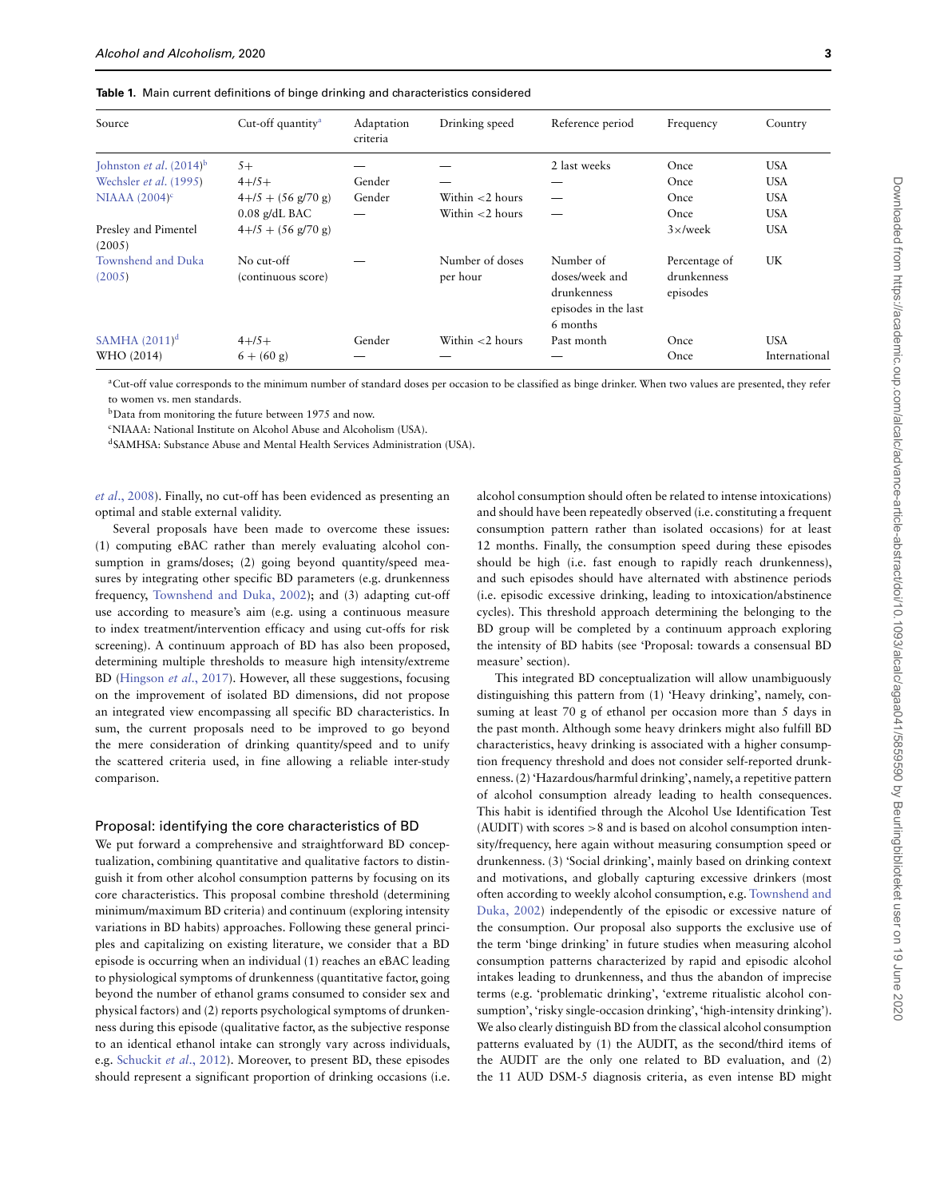**Table 1.** Main current definitions of binge drinking and characteristics considered

| Source | Cut-off quantity[a] | Adaptation criteria | Drinking speed | Reference period | Frequency | Country |
|---|---|---|---|---|---|---|
| Johnston *et al.* (2014)[b] | 5+ | — | — | 2 last weeks | Once | USA |
| Wechsler *et al.* (1995) | 4+/5+ | Gender | — | — | Once | USA |
| NIAAA (2004)[c] | 4+/5 + (56 g/70 g) | Gender | Within <2 hours | — | Once | USA |
| | 0.08 g/dL BAC | — | Within <2 hours | — | Once | USA |
| Presley and Pimentel (2005) | 4+/5 + (56 g/70 g) | | | | 3×/week | USA |
| Townshend and Duka (2005) | No cut-off (continuous score) | — | Number of doses per hour | Number of doses/week and drunkenness episodes in the last 6 months | Percentage of drunkenness episodes | UK |
| SAMHA (2011)[d] | 4+/5+ | Gender | Within <2 hours | Past month | Once | USA |
| WHO (2014) | 6 + (60 g) | — | — | — | Once | International |

[a]Cut-off value corresponds to the minimum number of standard doses per occasion to be classified as binge drinker. When two values are presented, they refer to women vs. men standards.

[b]Data from monitoring the future between 1975 and now.

[c]NIAAA: National Institute on Alcohol Abuse and Alcoholism (USA).

[d]SAMHSA: Substance Abuse and Mental Health Services Administration (USA).

*et al*., 2008). Finally, no cut-off has been evidenced as presenting an optimal and stable external validity.

Several proposals have been made to overcome these issues: (1) computing eBAC rather than merely evaluating alcohol consumption in grams/doses; (2) going beyond quantity/speed measures by integrating other specific BD parameters (e.g. drunkenness frequency, Townshend and Duka, 2002); and (3) adapting cut-off use according to measure's aim (e.g. using a continuous measure to index treatment/intervention efficacy and using cut-offs for risk screening). A continuum approach of BD has also been proposed, determining multiple thresholds to measure high intensity/extreme BD (Hingson *et al*., 2017). However, all these suggestions, focusing on the improvement of isolated BD dimensions, did not propose an integrated view encompassing all specific BD characteristics. In sum, the current proposals need to be improved to go beyond the mere consideration of drinking quantity/speed and to unify the scattered criteria used, in fine allowing a reliable inter-study comparison.

## Proposal: identifying the core characteristics of BD

We put forward a comprehensive and straightforward BD conceptualization, combining quantitative and qualitative factors to distinguish it from other alcohol consumption patterns by focusing on its core characteristics. This proposal combine threshold (determining minimum/maximum BD criteria) and continuum (exploring intensity variations in BD habits) approaches. Following these general principles and capitalizing on existing literature, we consider that a BD episode is occurring when an individual (1) reaches an eBAC leading to physiological symptoms of drunkenness (quantitative factor, going beyond the number of ethanol grams consumed to consider sex and physical factors) and (2) reports psychological symptoms of drunkenness during this episode (qualitative factor, as the subjective response to an identical ethanol intake can strongly vary across individuals, e.g. Schuckit *et al*., 2012). Moreover, to present BD, these episodes should represent a significant proportion of drinking occasions (i.e. alcohol consumption should often be related to intense intoxications) and should have been repeatedly observed (i.e. constituting a frequent consumption pattern rather than isolated occasions) for at least 12 months. Finally, the consumption speed during these episodes should be high (i.e. fast enough to rapidly reach drunkenness), and such episodes should have alternated with abstinence periods (i.e. episodic excessive drinking, leading to intoxication/abstinence cycles). This threshold approach determining the belonging to the BD group will be completed by a continuum approach exploring the intensity of BD habits (see 'Proposal: towards a consensual BD measure' section).

This integrated BD conceptualization will allow unambiguously distinguishing this pattern from (1) 'Heavy drinking', namely, consuming at least 70 g of ethanol per occasion more than 5 days in the past month. Although some heavy drinkers might also fulfill BD characteristics, heavy drinking is associated with a higher consumption frequency threshold and does not consider self-reported drunkenness. (2) 'Hazardous/harmful drinking', namely, a repetitive pattern of alcohol consumption already leading to health consequences. This habit is identified through the Alcohol Use Identification Test (AUDIT) with scores >8 and is based on alcohol consumption intensity/frequency, here again without measuring consumption speed or drunkenness. (3) 'Social drinking', mainly based on drinking context and motivations, and globally capturing excessive drinkers (most often according to weekly alcohol consumption, e.g. Townshend and Duka, 2002) independently of the episodic or excessive nature of the consumption. Our proposal also supports the exclusive use of the term 'binge drinking' in future studies when measuring alcohol consumption patterns characterized by rapid and episodic alcohol intakes leading to drunkenness, and thus the abandon of imprecise terms (e.g. 'problematic drinking', 'extreme ritualistic alcohol consumption', 'risky single-occasion drinking', 'high-intensity drinking'). We also clearly distinguish BD from the classical alcohol consumption patterns evaluated by (1) the AUDIT, as the second/third items of the AUDIT are the only one related to BD evaluation, and (2) the 11 AUD DSM-5 diagnosis criteria, as even intense BD might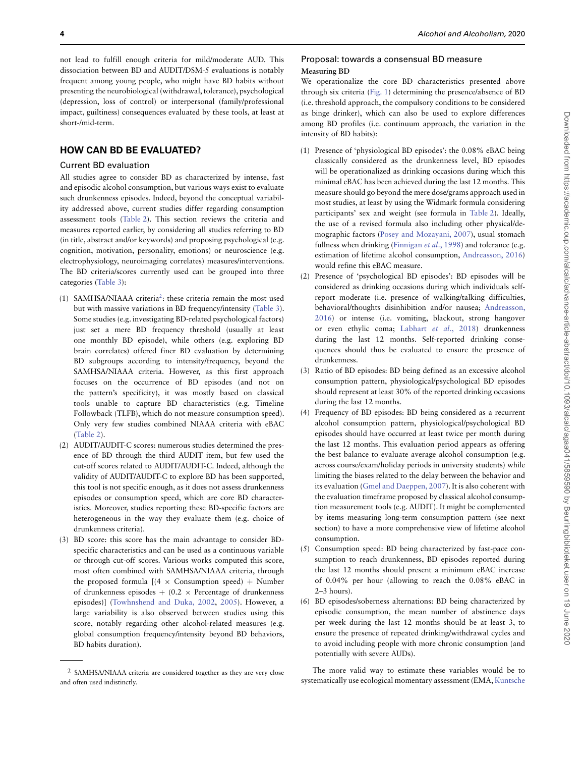not lead to fulfill enough criteria for mild/moderate AUD. This dissociation between BD and AUDIT/DSM-5 evaluations is notably frequent among young people, who might have BD habits without presenting the neurobiological (withdrawal, tolerance), psychological (depression, loss of control) or interpersonal (family/professional impact, guiltiness) consequences evaluated by these tools, at least at short-/mid-term.

## HOW CAN BD BE EVALUATED?

### Current BD evaluation

All studies agree to consider BD as characterized by intense, fast and episodic alcohol consumption, but various ways exist to evaluate such drunkenness episodes. Indeed, beyond the conceptual variability addressed above, current studies differ regarding consumption assessment tools (Table 2). This section reviews the criteria and measures reported earlier, by considering all studies referring to BD (in title, abstract and/or keywords) and proposing psychological (e.g. cognition, motivation, personality, emotions) or neuroscience (e.g. electrophysiology, neuroimaging correlates) measures/interventions. The BD criteria/scores currently used can be grouped into three categories (Table 3):

(1) SAMHSA/NIAAA criteria[2]: these criteria remain the most used but with massive variations in BD frequency/intensity (Table 3). Some studies (e.g. investigating BD-related psychological factors) just set a mere BD frequency threshold (usually at least one monthly BD episode), while others (e.g. exploring BD brain correlates) offered finer BD evaluation by determining BD subgroups according to intensity/frequency, beyond the SAMHSA/NIAAA criteria. However, as this first approach focuses on the occurrence of BD episodes (and not on the pattern's specificity), it was mostly based on classical tools unable to capture BD characteristics (e.g. Timeline Followback (TLFB), which do not measure consumption speed). Only very few studies combined NIAAA criteria with eBAC (Table 2).

(2) AUDIT/AUDIT-C scores: numerous studies determined the presence of BD through the third AUDIT item, but few used the cut-off scores related to AUDIT/AUDIT-C. Indeed, although the validity of AUDIT/AUDIT-C to explore BD has been supported, this tool is not specific enough, as it does not assess drunkenness episodes or consumption speed, which are core BD characteristics. Moreover, studies reporting these BD-specific factors are heterogeneous in the way they evaluate them (e.g. choice of drunkenness criteria).

(3) BD score: this score has the main advantage to consider BD-specific characteristics and can be used as a continuous variable or through cut-off scores. Various works computed this score, most often combined with SAMHSA/NIAAA criteria, through the proposed formula [(4 × Consumption speed) + Number of drunkenness episodes + (0.2 × Percentage of drunkenness episodes)] (Townshend and Duka, 2002, 2005). However, a large variability is also observed between studies using this score, notably regarding other alcohol-related measures (e.g. global consumption frequency/intensity beyond BD behaviors, BD habits duration).

[2] SAMHSA/NIAAA criteria are considered together as they are very close and often used indistinctly.

### Proposal: towards a consensual BD measure

**Measuring BD**

We operationalize the core BD characteristics presented above through six criteria (Fig. 1) determining the presence/absence of BD (i.e. threshold approach, the compulsory conditions to be considered as binge drinker), which can also be used to explore differences among BD profiles (i.e. continuum approach, the variation in the intensity of BD habits):

(1) Presence of 'physiological BD episodes': the 0.08% eBAC being classically considered as the drunkenness level, BD episodes will be operationalized as drinking occasions during which this minimal eBAC has been achieved during the last 12 months. This measure should go beyond the mere dose/grams approach used in most studies, at least by using the Widmark formula considering participants' sex and weight (see formula in Table 2). Ideally, the use of a revised formula also including other physical/demographic factors (Posey and Mozayani, 2007), usual stomach fullness when drinking (Finnigan *et al*., 1998) and tolerance (e.g. estimation of lifetime alcohol consumption, Andreasson, 2016) would refine this eBAC measure.

(2) Presence of 'psychological BD episodes': BD episodes will be considered as drinking occasions during which individuals self-report moderate (i.e. presence of walking/talking difficulties, behavioral/thoughts disinhibition and/or nausea; Andreasson, 2016) or intense (i.e. vomiting, blackout, strong hangover or even ethylic coma; Labhart *et al*., 2018) drunkenness during the last 12 months. Self-reported drinking consequences should thus be evaluated to ensure the presence of drunkenness.

(3) Ratio of BD episodes: BD being defined as an excessive alcohol consumption pattern, physiological/psychological BD episodes should represent at least 30% of the reported drinking occasions during the last 12 months.

(4) Frequency of BD episodes: BD being considered as a recurrent alcohol consumption pattern, physiological/psychological BD episodes should have occurred at least twice per month during the last 12 months. This evaluation period appears as offering the best balance to evaluate average alcohol consumption (e.g. across course/exam/holiday periods in university students) while limiting the biases related to the delay between the behavior and its evaluation (Gmel and Daeppen, 2007). It is also coherent with the evaluation timeframe proposed by classical alcohol consumption measurement tools (e.g. AUDIT). It might be complemented by items measuring long-term consumption pattern (see next section) to have a more comprehensive view of lifetime alcohol consumption.

(5) Consumption speed: BD being characterized by fast-pace consumption to reach drunkenness, BD episodes reported during the last 12 months should present a minimum eBAC increase of 0.04% per hour (allowing to reach the 0.08% eBAC in 2–3 hours).

(6) BD episodes/soberness alternations: BD being characterized by episodic consumption, the mean number of abstinence days per week during the last 12 months should be at least 3, to ensure the presence of repeated drinking/withdrawal cycles and to avoid including people with more chronic consumption (and potentially with severe AUDs).

The more valid way to estimate these variables would be to systematically use ecological momentary assessment (EMA, Kuntsche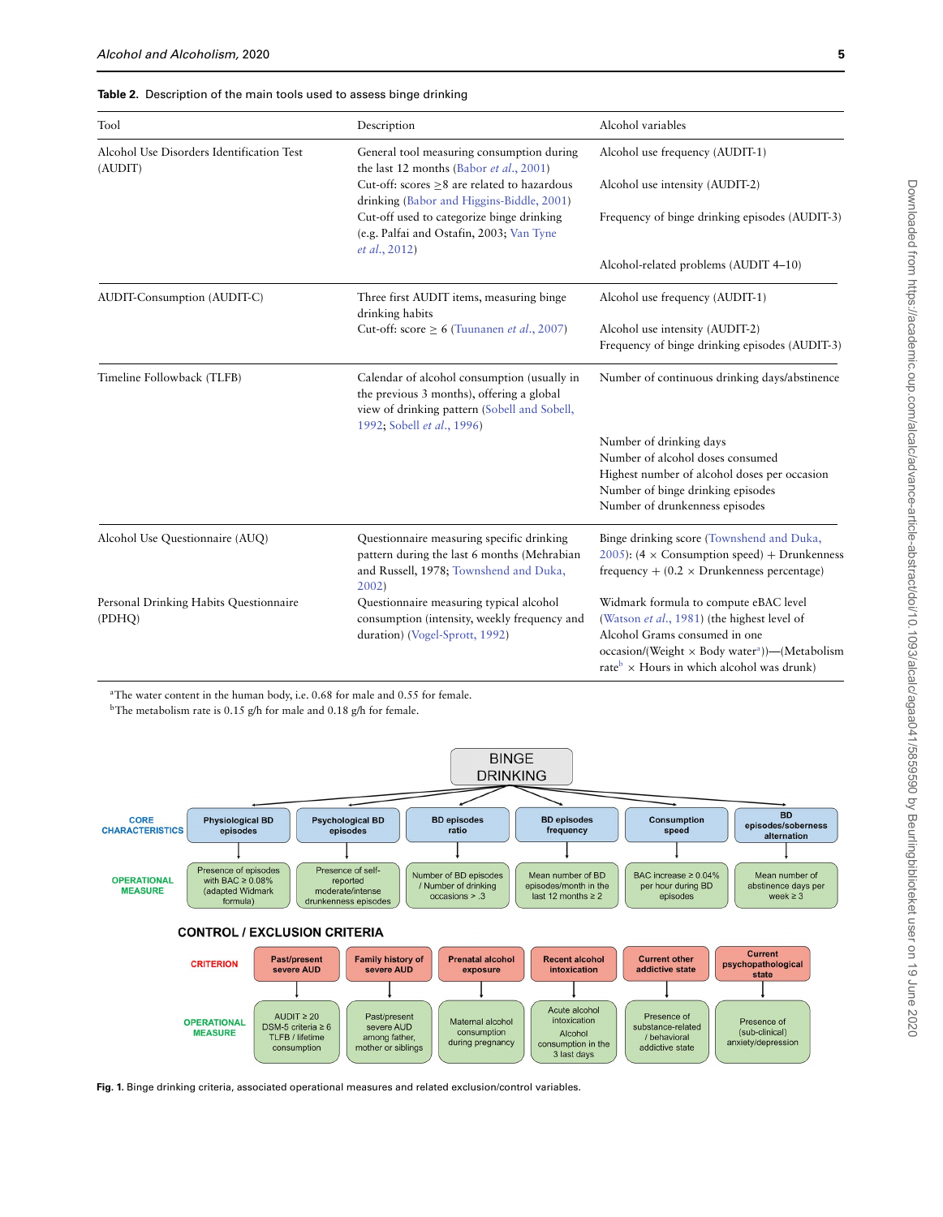**Table 2.** Description of the main tools used to assess binge drinking

| Tool | Description | Alcohol variables |
|---|---|---|
| Alcohol Use Disorders Identification Test (AUDIT) | General tool measuring consumption during the last 12 months (Babor *et al.*, 2001)<br>Cut-off: scores ≥8 are related to hazardous drinking (Babor and Higgins-Biddle, 2001)<br>Cut-off used to categorize binge drinking (e.g. Palfai and Ostafin, 2003; Van Tyne *et al.*, 2012) | Alcohol use frequency (AUDIT-1)<br>Alcohol use intensity (AUDIT-2)<br>Frequency of binge drinking episodes (AUDIT-3)<br>Alcohol-related problems (AUDIT 4–10) |
| AUDIT-Consumption (AUDIT-C) | Three first AUDIT items, measuring binge drinking habits<br>Cut-off: score ≥ 6 (Tuunanen *et al.*, 2007) | Alcohol use frequency (AUDIT-1)<br>Alcohol use intensity (AUDIT-2)<br>Frequency of binge drinking episodes (AUDIT-3) |
| Timeline Followback (TLFB) | Calendar of alcohol consumption (usually in the previous 3 months), offering a global view of drinking pattern (Sobell and Sobell, 1992; Sobell *et al.*, 1996) | Number of continuous drinking days/abstinence<br>Number of drinking days<br>Number of alcohol doses consumed<br>Highest number of alcohol doses per occasion<br>Number of binge drinking episodes<br>Number of drunkenness episodes |
| Alcohol Use Questionnaire (AUQ) | Questionnaire measuring specific drinking pattern during the last 6 months (Mehrabian and Russell, 1978; Townshend and Duka, 2002) | Binge drinking score (Townshend and Duka, 2005): (4 × Consumption speed) + Drunkenness frequency + (0.2 × Drunkenness percentage) |
| Personal Drinking Habits Questionnaire (PDHQ) | Questionnaire measuring typical alcohol consumption (intensity, weekly frequency and duration) (Vogel-Sprott, 1992) | Widmark formula to compute eBAC level (Watson *et al.*, 1981) (the highest level of Alcohol Grams consumed in one occasion/(Weight × Body water[a]))—(Metabolism rate[b] × Hours in which alcohol was drunk) |

[a]The water content in the human body, i.e. 0.68 for male and 0.55 for female.
[b]The metabolism rate is 0.15 g/h for male and 0.18 g/h for female.

**BINGE DRINKING**

| | | | | | | |
|---|---|---|---|---|---|---|
| **CORE CHARACTERISTICS** | Physiological BD episodes | Psychological BD episodes | BD episodes ratio | BD episodes frequency | Consumption speed | BD episodes/soberness alternation |
| **OPERATIONAL MEASURE** | Presence of episodes with BAC ≥ 0.08% (adapted Widmark formula) | Presence of self-reported moderate/intense drunkenness episodes | Number of BD episodes / Number of drinking occasions > .3 | Mean number of BD episodes/month in the last 12 months ≥ 2 | BAC increase ≥ 0.04% per hour during BD episodes | Mean number of abstinence days per week ≥ 3 |

**CONTROL / EXCLUSION CRITERIA**

| | | | | | | |
|---|---|---|---|---|---|---|
| **CRITERION** | Past/present severe AUD | Family history of severe AUD | Prenatal alcohol exposure | Recent alcohol intoxication | Current other addictive state | Current psychopathological state |
| **OPERATIONAL MEASURE** | AUDIT ≥ 20<br>DSM-5 criteria ≥ 6<br>TLFB / lifetime consumption | Past/present severe AUD among father, mother or siblings | Maternal alcohol consumption during pregnancy | Acute alcohol intoxication<br>Alcohol consumption in the 3 last days | Presence of substance-related / behavioral addictive state | Presence of (sub-clinical) anxiety/depression |

**Fig. 1.** Binge drinking criteria, associated operational measures and related exclusion/control variables.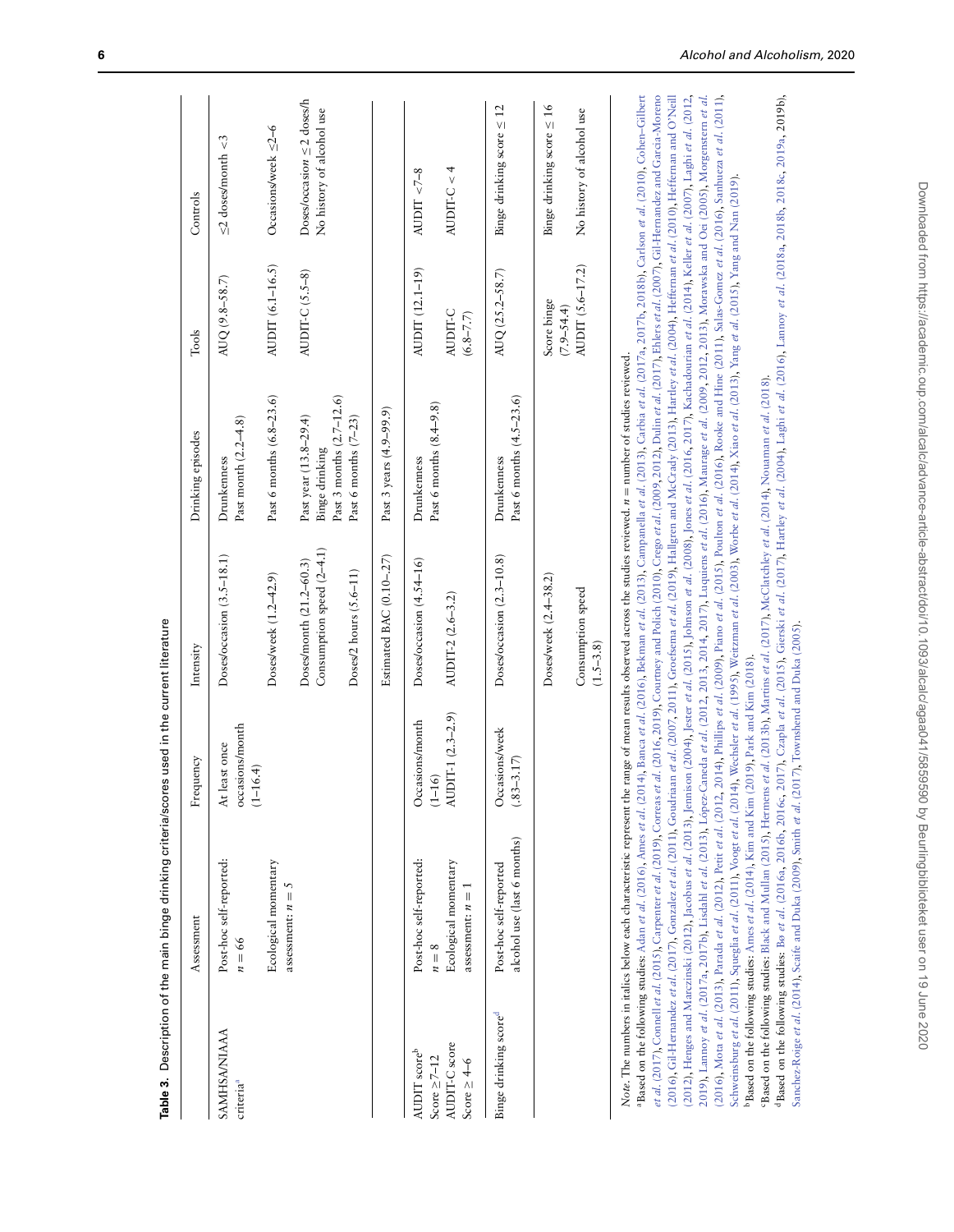**Table 3.** Description of the main binge drinking criteria/scores used in the current literature

| | Assessment | Frequency | Intensity | Drinking episodes | Tools | Controls |
|---|---|---|---|---|---|---|
| SAMHSA/NIAAA criteria[a] | Post-hoc self-reported: *n* = 66 | At least once occasions/month (*1–16.4*) | Doses/occasion (*3.5–18.1*) | Drunkenness Past month (*2.2–4.8*) | AUQ (*9.8–58.7*) | ≤2 doses/month <3 |
| | Ecological momentary assessment: *n* = 5 | | Doses/week (*1.2–42.9*) | Past 6 months (*6.8–23.6*) | AUDIT (*6.1–16.5*) | Occasions/week ≤2–6 |
| | | | Doses/month (*21.2–60.3*) Consumption speed (*2–4.1*) | Past year (*13.8–29.4*) Binge drinking Past 3 months (*2.7–12.6*) | AUDIT-C (*5.5–8*) | Doses/occasion ≤2 doses/h No history of alcohol use |
| | | | Doses/2 hours (*5.6–11*) | Past 6 months (*7–23*) | | |
| | | | Estimated BAC (*0.10–27*) | Past 3 years (*4.9–99.9*) | | |
| AUDIT score[b] Score ≥7–12 AUDIT-C score Score ≥ 4–6 | Post-hoc self-reported: *n* = 8 Ecological momentary assessment: *n* = 1 | Occasions/month (*1–16*) AUDIT-1 (*2.3–2.9*) | Doses/occasion (*4.54–16*) AUDIT-2 (*2.6–3.2*) | Drunkenness Past 6 months (*8.4–9.8*) | AUDIT (*12.1–19*) AUDIT-C (*6.8–7.7*) | AUDIT <7–8 AUDIT-C < 4 |
| Binge drinking score[d] | Post-hoc self-reported alcohol use (last 6 months) | Occasions/week (*.83–3.17*) | Doses/occasion (*2.3–10.8*) | Drunkenness Past 6 months (*4.5–23.6*) | AUQ (*25.2–58.7*) | Binge drinking score ≤ 12 |
| | | | Doses/week (*2.4–38.2*) | | Score binge (*7.9–54.4*) | Binge drinking score ≤ 16 |
| | | | Consumption speed (*1.5–3.8*) | | AUDIT (*5.6–17.2*) | No history of alcohol use |

*Note.* The numbers in italics below each characteristic represent the range of mean results observed across the studies reviewed. *n* = number of studies reviewed.

[a]Based on the following studies: Adan *et al.* (2016), Ames *et al.* (2014), Banca *et al.* (2016), Bekman *et al.* (2013), Campanella *et al.* (2013), Carbia *et al.* (2017a, 2017b, 2018b), Carlson *et al.* (2010), Cohen-Gilbert *et al.* (2017), Connell *et al.* (2015), Carpenter *et al.* (2019), Correas *et al.* (2016, 2019), Courtney and Polich (2010), Crego *et al.* (2009, 2012), Dulin *et al.* (2017), Ehlers *et al.* (2007), Gil-Hernandez and Garcia-Moreno (2016), Gil-Hernandez *et al.* (2017), Gonzalez *et al.* (2011), Goudriaan *et al.* (2007, 2011), Groefsema *et al.* (2019), Hallgren and McCrady (2013), Hartley *et al.* (2004), Heffernan *et al.* (2010), Heffernan and O'Neill (2012), Henges and Marczinski (2012), Jacobus *et al.* (2013), Jennison (2004), Jester *et al.* (2015), Johnson *et al.* (2008), Jones *et al.* (2016, 2017), Kachadourian *et al.* (2014), Keller *et al.* (2007), Laghi *et al.* (2012, 2019), Lannoy *et al.* (2017a, 2017b), Lisdahl *et al.* (2013), López-Caneda *et al.* (2012, 2013, 2014, 2017), Luquiens *et al.* (2016), Maurage *et al.* (2009, 2012, 2013), Morawska and Oei (2005), Morgenstern *et al.* (2016), Mota *et al.* (2013), Parada *et al.* (2012), Petit *et al.* (2012, 2014), Phillips *et al.* (2009), Piano *et al.* (2015), Poulton *et al.* (2016), Rooke and Hine (2011), Salas-Gomez *et al.* (2016), Sanhueza *et al.* (2011), Schweinsburg *et al.* (2011), Squeglia *et al.* (2011), Voogt *et al.* (2014), Wechsler *et al.* (1995), Weitzman *et al.* (2003), Worbe *et al.* (2014), Xiao *et al.* (2013), Yang *et al.* (2015), Yang and Nan (2019).

[b]Based on the following studies: Ames *et al.* (2014), Kim and Kim (2019), Park and Kim (2018).

[c]Based on the following studies: Black and Mullan (2015), Hermens *et al.* (2013b), Martins *et al.* (2017), McClatchley *et al.* (2014), Nouaman *et al.* (2018).

[d]Based on the following studies: Bø *et al.* (2016a, 2016b, 2016c, 2017), Czapla *et al.* (2015), Gierski *et al.* (2017), Hartley *et al.* (2004), Laghi *et al.* (2016), Lannoy *et al.* (2018a, 2018b, 2018c, 2019a, 2019b), Sanchez-Roige *et al.* (2014), Scaife and Duka (2009), Smith *et al.* (2017), Townshend and Duka (2005).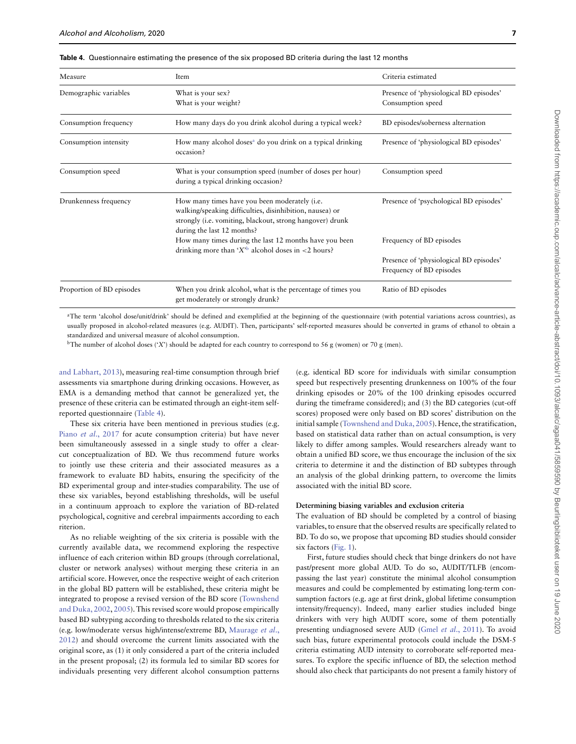**Table 4.** Questionnaire estimating the presence of the six proposed BD criteria during the last 12 months

| Measure | Item | Criteria estimated |
|---|---|---|
| Demographic variables | What is your sex?<br>What is your weight? | Presence of 'physiological BD episodes'<br>Consumption speed |
| Consumption frequency | How many days do you drink alcohol during a typical week? | BD episodes/soberness alternation |
| Consumption intensity | How many alcohol doses[a] do you drink on a typical drinking occasion? | Presence of 'physiological BD episodes' |
| Consumption speed | What is your consumption speed (number of doses per hour) during a typical drinking occasion? | Consumption speed |
| Drunkenness frequency | How many times have you been moderately (i.e. walking/speaking difficulties, disinhibition, nausea) or strongly (i.e. vomiting, blackout, strong hangover) drunk during the last 12 months?<br>How many times during the last 12 months have you been drinking more than 'X'[b] alcohol doses in <2 hours? | Presence of 'psychological BD episodes'<br>Frequency of BD episodes<br>Presence of 'physiological BD episodes'<br>Frequency of BD episodes |
| Proportion of BD episodes | When you drink alcohol, what is the percentage of times you get moderately or strongly drunk? | Ratio of BD episodes |

[a]The term 'alcohol dose/unit/drink' should be defined and exemplified at the beginning of the questionnaire (with potential variations across countries), as usually proposed in alcohol-related measures (e.g. AUDIT). Then, participants' self-reported measures should be converted in grams of ethanol to obtain a standardized and universal measure of alcohol consumption.

[b]The number of alcohol doses ('X') should be adapted for each country to correspond to 56 g (women) or 70 g (men).

and Labhart, 2013), measuring real-time consumption through brief assessments via smartphone during drinking occasions. However, as EMA is a demanding method that cannot be generalized yet, the presence of these criteria can be estimated through an eight-item self-reported questionnaire (Table 4).

These six criteria have been mentioned in previous studies (e.g. Piano *et al.*, 2017 for acute consumption criteria) but have never been simultaneously assessed in a single study to offer a clear-cut conceptualization of BD. We thus recommend future works to jointly use these criteria and their associated measures as a framework to evaluate BD habits, ensuring the specificity of the BD experimental group and inter-studies comparability. The use of these six variables, beyond establishing thresholds, will be useful in a continuum approach to explore the variation of BD-related psychological, cognitive and cerebral impairments according to each riterion.

As no reliable weighting of the six criteria is possible with the currently available data, we recommend exploring the respective influence of each criterion within BD groups (through correlational, cluster or network analyses) without merging these criteria in an artificial score. However, once the respective weight of each criterion in the global BD pattern will be established, these criteria might be integrated to propose a revised version of the BD score (Townshend and Duka, 2002, 2005). This revised score would propose empirically based BD subtyping according to thresholds related to the six criteria (e.g. low/moderate versus high/intense/extreme BD, Maurage *et al.*, 2012) and should overcome the current limits associated with the original score, as (1) it only considered a part of the criteria included in the present proposal; (2) its formula led to similar BD scores for individuals presenting very different alcohol consumption patterns (e.g. identical BD score for individuals with similar consumption speed but respectively presenting drunkenness on 100% of the four drinking episodes or 20% of the 100 drinking episodes occurred during the timeframe considered); and (3) the BD categories (cut-off scores) proposed were only based on BD scores' distribution on the initial sample (Townshend and Duka, 2005). Hence, the stratification, based on statistical data rather than on actual consumption, is very likely to differ among samples. Would researchers already want to obtain a unified BD score, we thus encourage the inclusion of the six criteria to determine it and the distinction of BD subtypes through an analysis of the global drinking pattern, to overcome the limits associated with the initial BD score.

**Determining biasing variables and exclusion criteria**

The evaluation of BD should be completed by a control of biasing variables, to ensure that the observed results are specifically related to BD. To do so, we propose that upcoming BD studies should consider six factors (Fig. 1).

First, future studies should check that binge drinkers do not have past/present more global AUD. To do so, AUDIT/TLFB (encompassing the last year) constitute the minimal alcohol consumption measures and could be complemented by estimating long-term consumption factors (e.g. age at first drink, global lifetime consumption intensity/frequency). Indeed, many earlier studies included binge drinkers with very high AUDIT score, some of them potentially presenting undiagnosed severe AUD (Gmel *et al.*, 2011). To avoid such bias, future experimental protocols could include the DSM-5 criteria estimating AUD intensity to corroborate self-reported measures. To explore the specific influence of BD, the selection method should also check that participants do not present a family history of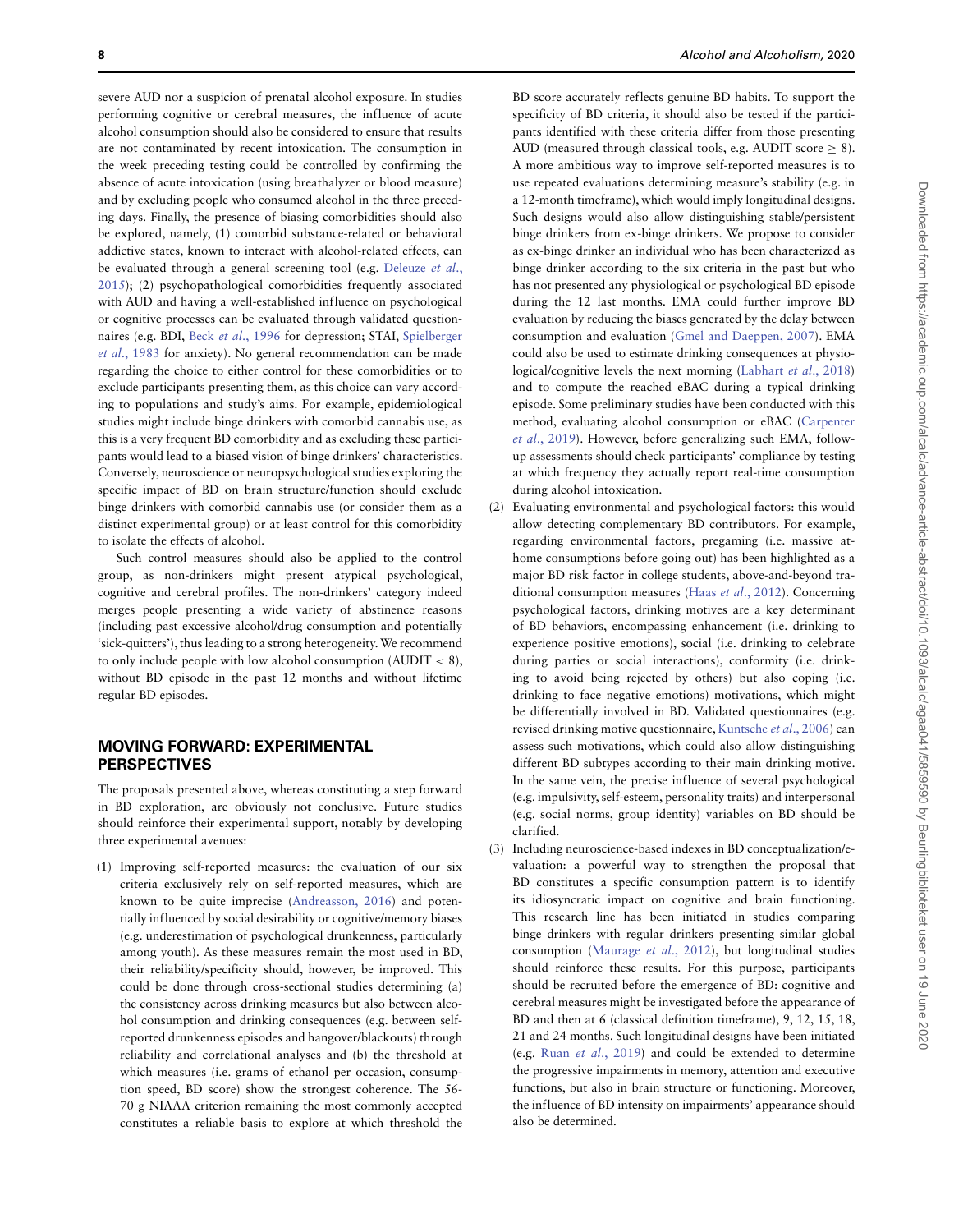severe AUD nor a suspicion of prenatal alcohol exposure. In studies performing cognitive or cerebral measures, the influence of acute alcohol consumption should also be considered to ensure that results are not contaminated by recent intoxication. The consumption in the week preceding testing could be controlled by confirming the absence of acute intoxication (using breathalyzer or blood measure) and by excluding people who consumed alcohol in the three preceding days. Finally, the presence of biasing comorbidities should also be explored, namely, (1) comorbid substance-related or behavioral addictive states, known to interact with alcohol-related effects, can be evaluated through a general screening tool (e.g. Deleuze *et al.*, 2015); (2) psychopathological comorbidities frequently associated with AUD and having a well-established influence on psychological or cognitive processes can be evaluated through validated questionnaires (e.g. BDI, Beck *et al.*, 1996 for depression; STAI, Spielberger *et al.*, 1983 for anxiety). No general recommendation can be made regarding the choice to either control for these comorbidities or to exclude participants presenting them, as this choice can vary according to populations and study's aims. For example, epidemiological studies might include binge drinkers with comorbid cannabis use, as this is a very frequent BD comorbidity and as excluding these participants would lead to a biased vision of binge drinkers' characteristics. Conversely, neuroscience or neuropsychological studies exploring the specific impact of BD on brain structure/function should exclude binge drinkers with comorbid cannabis use (or consider them as a distinct experimental group) or at least control for this comorbidity to isolate the effects of alcohol.

Such control measures should also be applied to the control group, as non-drinkers might present atypical psychological, cognitive and cerebral profiles. The non-drinkers' category indeed merges people presenting a wide variety of abstinence reasons (including past excessive alcohol/drug consumption and potentially 'sick-quitters'), thus leading to a strong heterogeneity. We recommend to only include people with low alcohol consumption (AUDIT < 8), without BD episode in the past 12 months and without lifetime regular BD episodes.

## MOVING FORWARD: EXPERIMENTAL PERSPECTIVES

The proposals presented above, whereas constituting a step forward in BD exploration, are obviously not conclusive. Future studies should reinforce their experimental support, notably by developing three experimental avenues:

1. Improving self-reported measures: the evaluation of our six criteria exclusively rely on self-reported measures, which are known to be quite imprecise (Andreasson, 2016) and potentially influenced by social desirability or cognitive/memory biases (e.g. underestimation of psychological drunkenness, particularly among youth). As these measures remain the most used in BD, their reliability/specificity should, however, be improved. This could be done through cross-sectional studies determining (a) the consistency across drinking measures but also between alcohol consumption and drinking consequences (e.g. between self-reported drunkenness episodes and hangover/blackouts) through reliability and correlational analyses and (b) the threshold at which measures (i.e. grams of ethanol per occasion, consumption speed, BD score) show the strongest coherence. The 56-70 g NIAAA criterion remaining the most commonly accepted constitutes a reliable basis to explore at which threshold the BD score accurately reflects genuine BD habits. To support the specificity of BD criteria, it should also be tested if the participants identified with these criteria differ from those presenting AUD (measured through classical tools, e.g. AUDIT score ≥ 8). A more ambitious way to improve self-reported measures is to use repeated evaluations determining measure's stability (e.g. in a 12-month timeframe), which would imply longitudinal designs. Such designs would also allow distinguishing stable/persistent binge drinkers from ex-binge drinkers. We propose to consider as ex-binge drinker an individual who has been characterized as binge drinker according to the six criteria in the past but who has not presented any physiological or psychological BD episode during the 12 last months. EMA could further improve BD evaluation by reducing the biases generated by the delay between consumption and evaluation (Gmel and Daeppen, 2007). EMA could also be used to estimate drinking consequences at physiological/cognitive levels the next morning (Labhart *et al.*, 2018) and to compute the reached eBAC during a typical drinking episode. Some preliminary studies have been conducted with this method, evaluating alcohol consumption or eBAC (Carpenter *et al.*, 2019). However, before generalizing such EMA, follow-up assessments should check participants' compliance by testing at which frequency they actually report real-time consumption during alcohol intoxication.
2. Evaluating environmental and psychological factors: this would allow detecting complementary BD contributors. For example, regarding environmental factors, pregaming (i.e. massive at-home consumptions before going out) has been highlighted as a major BD risk factor in college students, above-and-beyond traditional consumption measures (Haas *et al.*, 2012). Concerning psychological factors, drinking motives are a key determinant of BD behaviors, encompassing enhancement (i.e. drinking to experience positive emotions), social (i.e. drinking to celebrate during parties or social interactions), conformity (i.e. drinking to avoid being rejected by others) but also coping (i.e. drinking to face negative emotions) motivations, which might be differentially involved in BD. Validated questionnaires (e.g. revised drinking motive questionnaire, Kuntsche *et al.*, 2006) can assess such motivations, which could also allow distinguishing different BD subtypes according to their main drinking motive. In the same vein, the precise influence of several psychological (e.g. impulsivity, self-esteem, personality traits) and interpersonal (e.g. social norms, group identity) variables on BD should be clarified.
3. Including neuroscience-based indexes in BD conceptualization/evaluation: a powerful way to strengthen the proposal that BD constitutes a specific consumption pattern is to identify its idiosyncratic impact on cognitive and brain functioning. This research line has been initiated in studies comparing binge drinkers with regular drinkers presenting similar global consumption (Maurage *et al.*, 2012), but longitudinal studies should reinforce these results. For this purpose, participants should be recruited before the emergence of BD: cognitive and cerebral measures might be investigated before the appearance of BD and then at 6 (classical definition timeframe), 9, 12, 15, 18, 21 and 24 months. Such longitudinal designs have been initiated (e.g. Ruan *et al.*, 2019) and could be extended to determine the progressive impairments in memory, attention and executive functions, but also in brain structure or functioning. Moreover, the influence of BD intensity on impairments' appearance should also be determined.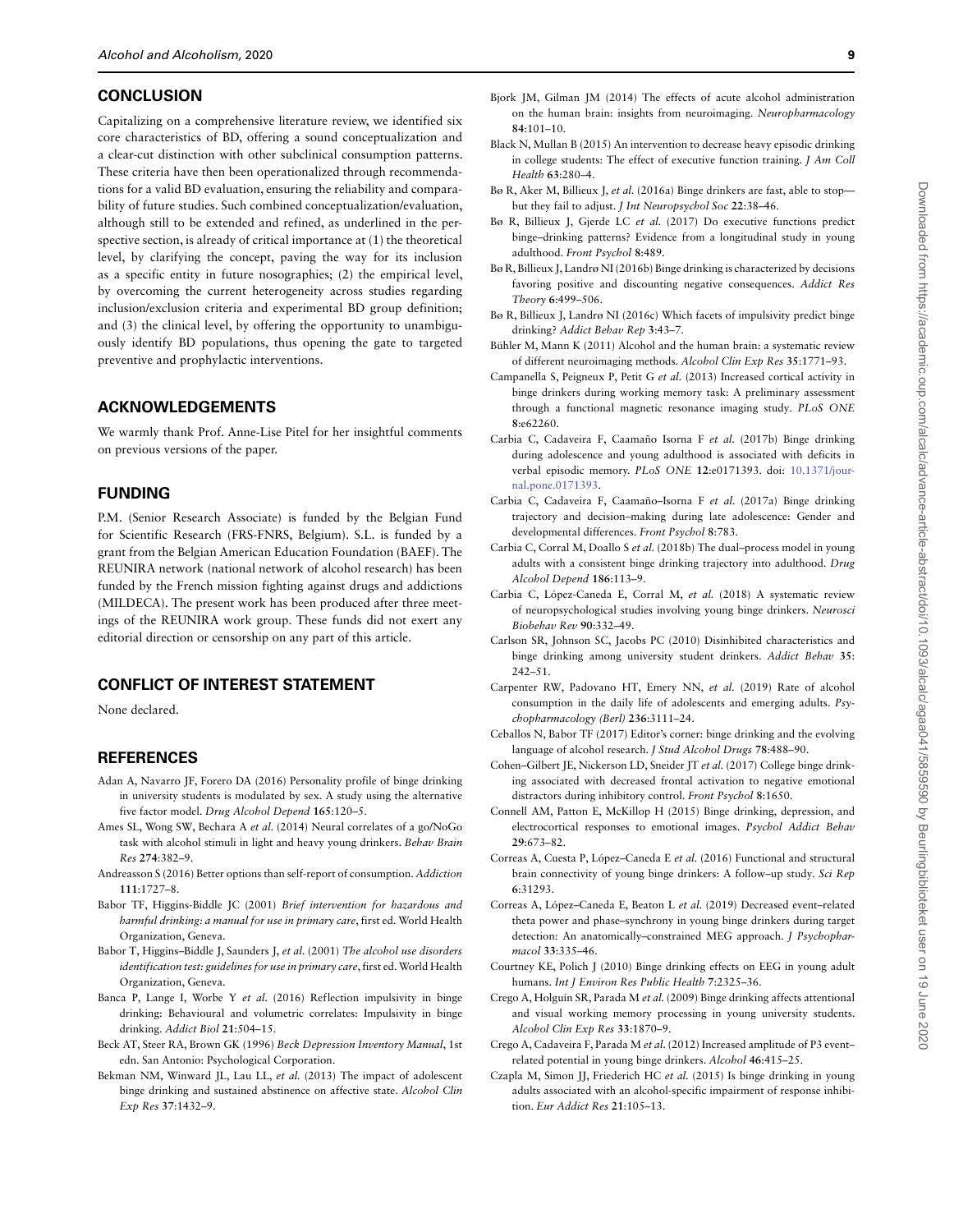## CONCLUSION

Capitalizing on a comprehensive literature review, we identified six core characteristics of BD, offering a sound conceptualization and a clear-cut distinction with other subclinical consumption patterns. These criteria have then been operationalized through recommendations for a valid BD evaluation, ensuring the reliability and comparability of future studies. Such combined conceptualization/evaluation, although still to be extended and refined, as underlined in the perspective section, is already of critical importance at (1) the theoretical level, by clarifying the concept, paving the way for its inclusion as a specific entity in future nosographies; (2) the empirical level, by overcoming the current heterogeneity across studies regarding inclusion/exclusion criteria and experimental BD group definition; and (3) the clinical level, by offering the opportunity to unambiguously identify BD populations, thus opening the gate to targeted preventive and prophylactic interventions.

## ACKNOWLEDGEMENTS

We warmly thank Prof. Anne-Lise Pitel for her insightful comments on previous versions of the paper.

## FUNDING

P.M. (Senior Research Associate) is funded by the Belgian Fund for Scientific Research (FRS-FNRS, Belgium). S.L. is funded by a grant from the Belgian American Education Foundation (BAEF). The REUNIRA network (national network of alcohol research) has been funded by the French mission fighting against drugs and addictions (MILDECA). The present work has been produced after three meetings of the REUNIRA work group. These funds did not exert any editorial direction or censorship on any part of this article.

## CONFLICT OF INTEREST STATEMENT

None declared.

## REFERENCES

Adan A, Navarro JF, Forero DA (2016) Personality profile of binge drinking in university students is modulated by sex. A study using the alternative five factor model. *Drug Alcohol Depend* **165**:120–5.

Ames SL, Wong SW, Bechara A *et al.* (2014) Neural correlates of a go/NoGo task with alcohol stimuli in light and heavy young drinkers. *Behav Brain Res* **274**:382–9.

Andreasson S (2016) Better options than self-report of consumption. *Addiction* **111**:1727–8.

Babor TF, Higgins-Biddle JC (2001) *Brief intervention for hazardous and harmful drinking: a manual for use in primary care*, first ed. World Health Organization, Geneva.

Babor T, Higgins–Biddle J, Saunders J, *et al.* (2001) *The alcohol use disorders identification test: guidelines for use in primary care*, first ed. World Health Organization, Geneva.

Banca P, Lange I, Worbe Y *et al.* (2016) Reflection impulsivity in binge drinking: Behavioural and volumetric correlates: Impulsivity in binge drinking. *Addict Biol* **21**:504–15.

Beck AT, Steer RA, Brown GK (1996) *Beck Depression Inventory Manual*, 1st edn. San Antonio: Psychological Corporation.

Bekman NM, Winward JL, Lau LL, *et al.* (2013) The impact of adolescent binge drinking and sustained abstinence on affective state. *Alcohol Clin Exp Res* **37**:1432–9.

Bjork JM, Gilman JM (2014) The effects of acute alcohol administration on the human brain: insights from neuroimaging. *Neuropharmacology* **84**:101–10.

Black N, Mullan B (2015) An intervention to decrease heavy episodic drinking in college students: The effect of executive function training. *J Am Coll Health* **63**:280–4.

Bø R, Aker M, Billieux J, *et al.* (2016a) Binge drinkers are fast, able to stop—but they fail to adjust. *J Int Neuropsychol Soc* **22**:38–46.

Bø R, Billieux J, Gjerde LC *et al.* (2017) Do executive functions predict binge–drinking patterns? Evidence from a longitudinal study in young adulthood. *Front Psychol* **8**:489.

Bø R, Billieux J, Landrø NI (2016b) Binge drinking is characterized by decisions favoring positive and discounting negative consequences. *Addict Res Theory* **6**:499–506.

Bø R, Billieux J, Landrø NI (2016c) Which facets of impulsivity predict binge drinking? *Addict Behav Rep* **3**:43–7.

Bühler M, Mann K (2011) Alcohol and the human brain: a systematic review of different neuroimaging methods. *Alcohol Clin Exp Res* **35**:1771–93.

Campanella S, Peigneux P, Petit G *et al.* (2013) Increased cortical activity in binge drinkers during working memory task: A preliminary assessment through a functional magnetic resonance imaging study. *PLoS ONE* **8**:e62260.

Carbia C, Cadaveira F, Caamaño Isorna F *et al.* (2017b) Binge drinking during adolescence and young adulthood is associated with deficits in verbal episodic memory. *PLoS ONE* **12**:e0171393. doi: 10.1371/journal.pone.0171393.

Carbia C, Cadaveira F, Caamaño–Isorna F *et al.* (2017a) Binge drinking trajectory and decision–making during late adolescence: Gender and developmental differences. *Front Psychol* **8**:783.

Carbia C, Corral M, Doallo S *et al.* (2018b) The dual–process model in young adults with a consistent binge drinking trajectory into adulthood. *Drug Alcohol Depend* **186**:113–9.

Carbia C, López-Caneda E, Corral M, *et al.* (2018) A systematic review of neuropsychological studies involving young binge drinkers. *Neurosci Biobehav Rev* **90**:332–49.

Carlson SR, Johnson SC, Jacobs PC (2010) Disinhibited characteristics and binge drinking among university student drinkers. *Addict Behav* **35**: 242–51.

Carpenter RW, Padovano HT, Emery NN, *et al.* (2019) Rate of alcohol consumption in the daily life of adolescents and emerging adults. *Psychopharmacology (Berl)* **236**:3111–24.

Ceballos N, Babor TF (2017) Editor's corner: binge drinking and the evolving language of alcohol research. *J Stud Alcohol Drugs* **78**:488–90.

Cohen–Gilbert JE, Nickerson LD, Sneider JT *et al.* (2017) College binge drinking associated with decreased frontal activation to negative emotional distractors during inhibitory control. *Front Psychol* **8**:1650.

Connell AM, Patton E, McKillop H (2015) Binge drinking, depression, and electrocortical responses to emotional images. *Psychol Addict Behav* **29**:673–82.

Correas A, Cuesta P, López–Caneda E *et al.* (2016) Functional and structural brain connectivity of young binge drinkers: A follow–up study. *Sci Rep* **6**:31293.

Correas A, López–Caneda E, Beaton L *et al.* (2019) Decreased event–related theta power and phase–synchrony in young binge drinkers during target detection: An anatomically–constrained MEG approach. *J Psychopharmacol* **33**:335–46.

Courtney KE, Polich J (2010) Binge drinking effects on EEG in young adult humans. *Int J Environ Res Public Health* **7**:2325–36.

Crego A, Holguín SR, Parada M *et al.* (2009) Binge drinking affects attentional and visual working memory processing in young university students. *Alcohol Clin Exp Res* **33**:1870–9.

Crego A, Cadaveira F, Parada M *et al.* (2012) Increased amplitude of P3 event–related potential in young binge drinkers. *Alcohol* **46**:415–25.

Czapla M, Simon JJ, Friederich HC *et al.* (2015) Is binge drinking in young adults associated with an alcohol-specific impairment of response inhibition. *Eur Addict Res* **21**:105–13.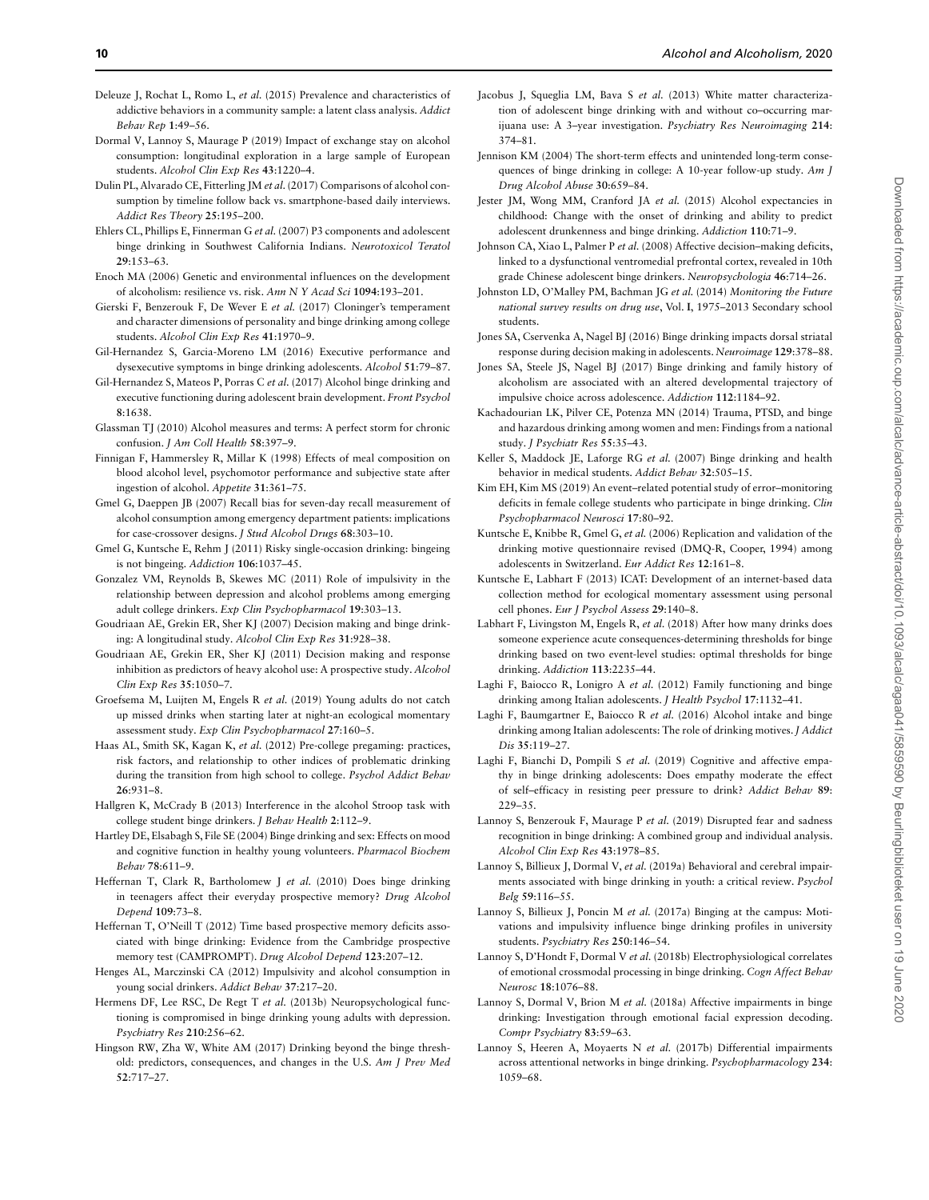Deleuze J, Rochat L, Romo L, *et al.* (2015) Prevalence and characteristics of addictive behaviors in a community sample: a latent class analysis. *Addict Behav Rep* **1**:49–56.

Dormal V, Lannoy S, Maurage P (2019) Impact of exchange stay on alcohol consumption: longitudinal exploration in a large sample of European students. *Alcohol Clin Exp Res* **43**:1220–4.

Dulin PL, Alvarado CE, Fitterling JM *et al.* (2017) Comparisons of alcohol consumption by timeline follow back vs. smartphone-based daily interviews. *Addict Res Theory* **25**:195–200.

Ehlers CL, Phillips E, Finnerman G *et al.* (2007) P3 components and adolescent binge drinking in Southwest California Indians. *Neurotoxicol Teratol* **29**:153–63.

Enoch MA (2006) Genetic and environmental influences on the development of alcoholism: resilience vs. risk. *Ann N Y Acad Sci* **1094**:193–201.

Gierski F, Benzerouk F, De Wever E *et al.* (2017) Cloninger's temperament and character dimensions of personality and binge drinking among college students. *Alcohol Clin Exp Res* **41**:1970–9.

Gil-Hernandez S, Garcia-Moreno LM (2016) Executive performance and dysexecutive symptoms in binge drinking adolescents. *Alcohol* **51**:79–87.

Gil-Hernandez S, Mateos P, Porras C *et al.* (2017) Alcohol binge drinking and executive functioning during adolescent brain development. *Front Psychol* **8**:1638.

Glassman TJ (2010) Alcohol measures and terms: A perfect storm for chronic confusion. *J Am Coll Health* **58**:397–9.

Finnigan F, Hammersley R, Millar K (1998) Effects of meal composition on blood alcohol level, psychomotor performance and subjective state after ingestion of alcohol. *Appetite* **31**:361–75.

Gmel G, Daeppen JB (2007) Recall bias for seven-day recall measurement of alcohol consumption among emergency department patients: implications for case-crossover designs. *J Stud Alcohol Drugs* **68**:303–10.

Gmel G, Kuntsche E, Rehm J (2011) Risky single-occasion drinking: bingeing is not bingeing. *Addiction* **106**:1037–45.

Gonzalez VM, Reynolds B, Skewes MC (2011) Role of impulsivity in the relationship between depression and alcohol problems among emerging adult college drinkers. *Exp Clin Psychopharmacol* **19**:303–13.

Goudriaan AE, Grekin ER, Sher KJ (2007) Decision making and binge drinking: A longitudinal study. *Alcohol Clin Exp Res* **31**:928–38.

Goudriaan AE, Grekin ER, Sher KJ (2011) Decision making and response inhibition as predictors of heavy alcohol use: A prospective study. *Alcohol Clin Exp Res* **35**:1050–7.

Groefsema M, Luijten M, Engels R *et al.* (2019) Young adults do not catch up missed drinks when starting later at night-an ecological momentary assessment study. *Exp Clin Psychopharmacol* **27**:160–5.

Haas AL, Smith SK, Kagan K, *et al.* (2012) Pre-college pregaming: practices, risk factors, and relationship to other indices of problematic drinking during the transition from high school to college. *Psychol Addict Behav* **26**:931–8.

Hallgren K, McCrady B (2013) Interference in the alcohol Stroop task with college student binge drinkers. *J Behav Health* **2**:112–9.

Hartley DE, Elsabagh S, File SE (2004) Binge drinking and sex: Effects on mood and cognitive function in healthy young volunteers. *Pharmacol Biochem Behav* **78**:611–9.

Heffernan T, Clark R, Bartholomew J *et al.* (2010) Does binge drinking in teenagers affect their everyday prospective memory? *Drug Alcohol Depend* **109**:73–8.

Heffernan T, O'Neill T (2012) Time based prospective memory deficits associated with binge drinking: Evidence from the Cambridge prospective memory test (CAMPROMPT). *Drug Alcohol Depend* **123**:207–12.

Henges AL, Marczinski CA (2012) Impulsivity and alcohol consumption in young social drinkers. *Addict Behav* **37**:217–20.

Hermens DF, Lee RSC, De Regt T *et al.* (2013b) Neuropsychological functioning is compromised in binge drinking young adults with depression. *Psychiatry Res* **210**:256–62.

Hingson RW, Zha W, White AM (2017) Drinking beyond the binge threshold: predictors, consequences, and changes in the U.S. *Am J Prev Med* **52**:717–27.

Jacobus J, Squeglia LM, Bava S *et al.* (2013) White matter characterization of adolescent binge drinking with and without co–occurring marijuana use: A 3–year investigation. *Psychiatry Res Neuroimaging* **214**: 374–81.

Jennison KM (2004) The short-term effects and unintended long-term consequences of binge drinking in college: A 10-year follow-up study. *Am J Drug Alcohol Abuse* **30**:659–84.

Jester JM, Wong MM, Cranford JA *et al.* (2015) Alcohol expectancies in childhood: Change with the onset of drinking and ability to predict adolescent drunkenness and binge drinking. *Addiction* **110**:71–9.

Johnson CA, Xiao L, Palmer P *et al.* (2008) Affective decision–making deficits, linked to a dysfunctional ventromedial prefrontal cortex, revealed in 10th grade Chinese adolescent binge drinkers. *Neuropsychologia* **46**:714–26.

Johnston LD, O'Malley PM, Bachman JG *et al.* (2014) *Monitoring the Future national survey results on drug use*, Vol. **I**, 1975–2013 Secondary school students.

Jones SA, Cservenka A, Nagel BJ (2016) Binge drinking impacts dorsal striatal response during decision making in adolescents. *Neuroimage* **129**:378–88.

Jones SA, Steele JS, Nagel BJ (2017) Binge drinking and family history of alcoholism are associated with an altered developmental trajectory of impulsive choice across adolescence. *Addiction* **112**:1184–92.

Kachadourian LK, Pilver CE, Potenza MN (2014) Trauma, PTSD, and binge and hazardous drinking among women and men: Findings from a national study. *J Psychiatr Res* **55**:35–43.

Keller S, Maddock JE, Laforge RG *et al.* (2007) Binge drinking and health behavior in medical students. *Addict Behav* **32**:505–15.

Kim EH, Kim MS (2019) An event–related potential study of error–monitoring deficits in female college students who participate in binge drinking. *Clin Psychopharmacol Neurosci* **17**:80–92.

Kuntsche E, Knibbe R, Gmel G, *et al.* (2006) Replication and validation of the drinking motive questionnaire revised (DMQ-R, Cooper, 1994) among adolescents in Switzerland. *Eur Addict Res* **12**:161–8.

Kuntsche E, Labhart F (2013) ICAT: Development of an internet-based data collection method for ecological momentary assessment using personal cell phones. *Eur J Psychol Assess* **29**:140–8.

Labhart F, Livingston M, Engels R, *et al.* (2018) After how many drinks does someone experience acute consequences-determining thresholds for binge drinking based on two event-level studies: optimal thresholds for binge drinking. *Addiction* **113**:2235–44.

Laghi F, Baiocco R, Lonigro A *et al.* (2012) Family functioning and binge drinking among Italian adolescents. *J Health Psychol* **17**:1132–41.

Laghi F, Baumgartner E, Baiocco R *et al.* (2016) Alcohol intake and binge drinking among Italian adolescents: The role of drinking motives. *J Addict Dis* **35**:119–27.

Laghi F, Bianchi D, Pompili S *et al.* (2019) Cognitive and affective empathy in binge drinking adolescents: Does empathy moderate the effect of self–efficacy in resisting peer pressure to drink? *Addict Behav* **89**: 229–35.

Lannoy S, Benzerouk F, Maurage P *et al.* (2019) Disrupted fear and sadness recognition in binge drinking: A combined group and individual analysis. *Alcohol Clin Exp Res* **43**:1978–85.

Lannoy S, Billieux J, Dormal V, *et al.* (2019a) Behavioral and cerebral impairments associated with binge drinking in youth: a critical review. *Psychol Belg* **59**:116–55.

Lannoy S, Billieux J, Poncin M *et al.* (2017a) Binging at the campus: Motivations and impulsivity influence binge drinking profiles in university students. *Psychiatry Res* **250**:146–54.

Lannoy S, D'Hondt F, Dormal V *et al.* (2018b) Electrophysiological correlates of emotional crossmodal processing in binge drinking. *Cogn Affect Behav Neurosc* **18**:1076–88.

Lannoy S, Dormal V, Brion M *et al.* (2018a) Affective impairments in binge drinking: Investigation through emotional facial expression decoding. *Compr Psychiatry* **83**:59–63.

Lannoy S, Heeren A, Moyaerts N *et al.* (2017b) Differential impairments across attentional networks in binge drinking. *Psychopharmacology* **234**: 1059–68.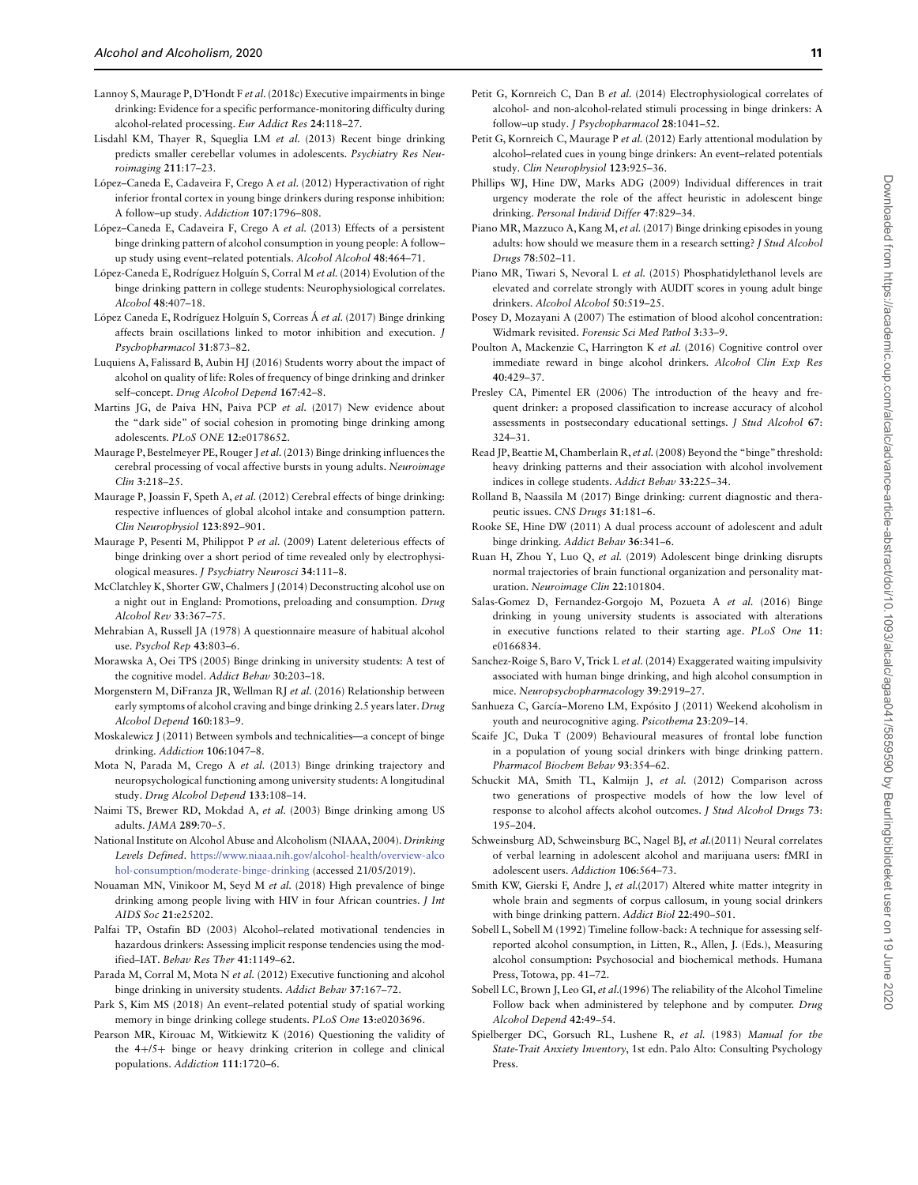Lannoy S, Maurage P, D'Hondt F *et al.* (2018c) Executive impairments in binge drinking: Evidence for a specific performance-monitoring difficulty during alcohol-related processing. *Eur Addict Res* **24**:118–27.

Lisdahl KM, Thayer R, Squeglia LM *et al.* (2013) Recent binge drinking predicts smaller cerebellar volumes in adolescents. *Psychiatry Res Neuroimaging* **211**:17–23.

López–Caneda E, Cadaveira F, Crego A *et al.* (2012) Hyperactivation of right inferior frontal cortex in young binge drinkers during response inhibition: A follow–up study. *Addiction* **107**:1796–808.

López–Caneda E, Cadaveira F, Crego A *et al.* (2013) Effects of a persistent binge drinking pattern of alcohol consumption in young people: A follow–up study using event–related potentials. *Alcohol Alcohol* **48**:464–71.

López-Caneda E, Rodríguez Holguín S, Corral M *et al.* (2014) Evolution of the binge drinking pattern in college students: Neurophysiological correlates. *Alcohol* **48**:407–18.

López Caneda E, Rodríguez Holguín S, Correas Á *et al.* (2017) Binge drinking affects brain oscillations linked to motor inhibition and execution. *J Psychopharmacol* **31**:873–82.

Luquiens A, Falissard B, Aubin HJ (2016) Students worry about the impact of alcohol on quality of life: Roles of frequency of binge drinking and drinker self–concept. *Drug Alcohol Depend* **167**:42–8.

Martins JG, de Paiva HN, Paiva PCP *et al.* (2017) New evidence about the "dark side" of social cohesion in promoting binge drinking among adolescents. *PLoS ONE* **12**:e0178652.

Maurage P, Bestelmeyer PE, Rouger J *et al.* (2013) Binge drinking influences the cerebral processing of vocal affective bursts in young adults. *Neuroimage Clin* **3**:218–25.

Maurage P, Joassin F, Speth A, *et al.* (2012) Cerebral effects of binge drinking: respective influences of global alcohol intake and consumption pattern. *Clin Neurophysiol* **123**:892–901.

Maurage P, Pesenti M, Philippot P *et al.* (2009) Latent deleterious effects of binge drinking over a short period of time revealed only by electrophysiological measures. *J Psychiatry Neurosci* **34**:111–8.

McClatchley K, Shorter GW, Chalmers J (2014) Deconstructing alcohol use on a night out in England: Promotions, preloading and consumption. *Drug Alcohol Rev* **33**:367–75.

Mehrabian A, Russell JA (1978) A questionnaire measure of habitual alcohol use. *Psychol Rep* **43**:803–6.

Morawska A, Oei TPS (2005) Binge drinking in university students: A test of the cognitive model. *Addict Behav* **30**:203–18.

Morgenstern M, DiFranza JR, Wellman RJ *et al.* (2016) Relationship between early symptoms of alcohol craving and binge drinking 2.5 years later. *Drug Alcohol Depend* **160**:183–9.

Moskalewicz J (2011) Between symbols and technicalities—a concept of binge drinking. *Addiction* **106**:1047–8.

Mota N, Parada M, Crego A *et al.* (2013) Binge drinking trajectory and neuropsychological functioning among university students: A longitudinal study. *Drug Alcohol Depend* **133**:108–14.

Naimi TS, Brewer RD, Mokdad A, *et al.* (2003) Binge drinking among US adults. *JAMA* **289**:70–5.

National Institute on Alcohol Abuse and Alcoholism (NIAAA, 2004). *Drinking Levels Defined*. https://www.niaaa.nih.gov/alcohol-health/overview-alcohol-consumption/moderate-binge-drinking (accessed 21/05/2019).

Nouaman MN, Vinikoor M, Seyd M *et al.* (2018) High prevalence of binge drinking among people living with HIV in four African countries. *J Int AIDS Soc* **21**:e25202.

Palfai TP, Ostafin BD (2003) Alcohol–related motivational tendencies in hazardous drinkers: Assessing implicit response tendencies using the modified–IAT. *Behav Res Ther* **41**:1149–62.

Parada M, Corral M, Mota N *et al.* (2012) Executive functioning and alcohol binge drinking in university students. *Addict Behav* **37**:167–72.

Park S, Kim MS (2018) An event–related potential study of spatial working memory in binge drinking college students. *PLoS One* **13**:e0203696.

Pearson MR, Kirouac M, Witkiewitz K (2016) Questioning the validity of the 4+/5+ binge or heavy drinking criterion in college and clinical populations. *Addiction* **111**:1720–6.

Petit G, Kornreich C, Dan B *et al.* (2014) Electrophysiological correlates of alcohol- and non-alcohol-related stimuli processing in binge drinkers: A follow–up study. *J Psychopharmacol* **28**:1041–52.

Petit G, Kornreich C, Maurage P *et al.* (2012) Early attentional modulation by alcohol–related cues in young binge drinkers: An event–related potentials study. *Clin Neurophysiol* **123**:925–36.

Phillips WJ, Hine DW, Marks ADG (2009) Individual differences in trait urgency moderate the role of the affect heuristic in adolescent binge drinking. *Personal Individ Differ* **47**:829–34.

Piano MR, Mazzuco A, Kang M, *et al.* (2017) Binge drinking episodes in young adults: how should we measure them in a research setting? *J Stud Alcohol Drugs* **78**:502–11.

Piano MR, Tiwari S, Nevoral L *et al.* (2015) Phosphatidylethanol levels are elevated and correlate strongly with AUDIT scores in young adult binge drinkers. *Alcohol Alcohol* **50**:519–25.

Posey D, Mozayani A (2007) The estimation of blood alcohol concentration: Widmark revisited. *Forensic Sci Med Pathol* **3**:33–9.

Poulton A, Mackenzie C, Harrington K *et al.* (2016) Cognitive control over immediate reward in binge alcohol drinkers. *Alcohol Clin Exp Res* **40**:429–37.

Presley CA, Pimentel ER (2006) The introduction of the heavy and frequent drinker: a proposed classification to increase accuracy of alcohol assessments in postsecondary educational settings. *J Stud Alcohol* **67**: 324–31.

Read JP, Beattie M, Chamberlain R, *et al.* (2008) Beyond the "binge" threshold: heavy drinking patterns and their association with alcohol involvement indices in college students. *Addict Behav* **33**:225–34.

Rolland B, Naassila M (2017) Binge drinking: current diagnostic and therapeutic issues. *CNS Drugs* **31**:181–6.

Rooke SE, Hine DW (2011) A dual process account of adolescent and adult binge drinking. *Addict Behav* **36**:341–6.

Ruan H, Zhou Y, Luo Q, *et al.* (2019) Adolescent binge drinking disrupts normal trajectories of brain functional organization and personality maturation. *Neuroimage Clin* **22**:101804.

Salas-Gomez D, Fernandez-Gorgojo M, Pozueta A *et al.* (2016) Binge drinking in young university students is associated with alterations in executive functions related to their starting age. *PLoS One* **11**: e0166834.

Sanchez-Roige S, Baro V, Trick L *et al.* (2014) Exaggerated waiting impulsivity associated with human binge drinking, and high alcohol consumption in mice. *Neuropsychopharmacology* **39**:2919–27.

Sanhueza C, García–Moreno LM, Expósito J (2011) Weekend alcoholism in youth and neurocognitive aging. *Psicothema* **23**:209–14.

Scaife JC, Duka T (2009) Behavioural measures of frontal lobe function in a population of young social drinkers with binge drinking pattern. *Pharmacol Biochem Behav* **93**:354–62.

Schuckit MA, Smith TL, Kalmijn J, *et al.* (2012) Comparison across two generations of prospective models of how the low level of response to alcohol affects alcohol outcomes. *J Stud Alcohol Drugs* **73**: 195–204.

Schweinsburg AD, Schweinsburg BC, Nagel BJ, *et al.*(2011) Neural correlates of verbal learning in adolescent alcohol and marijuana users: fMRI in adolescent users. *Addiction* **106**:564–73.

Smith KW, Gierski F, Andre J, *et al.*(2017) Altered white matter integrity in whole brain and segments of corpus callosum, in young social drinkers with binge drinking pattern. *Addict Biol* **22**:490–501.

Sobell LC, Sobell MC (1992) Timeline follow-back: A technique for assessing self-reported alcohol consumption, in Litten, R., Allen, J. (Eds.), Measuring alcohol consumption: Psychosocial and biochemical methods. Humana Press, Totowa, pp. 41–72.

Sobell LC, Brown J, Leo GI, *et al.*(1996) The reliability of the Alcohol Timeline Follow back when administered by telephone and by computer. *Drug Alcohol Depend* **42**:49–54.

Spielberger DC, Gorsuch RL, Lushene R, *et al.* (1983) *Manual for the State-Trait Anxiety Inventory*, 1st edn. Palo Alto: Consulting Psychology Press.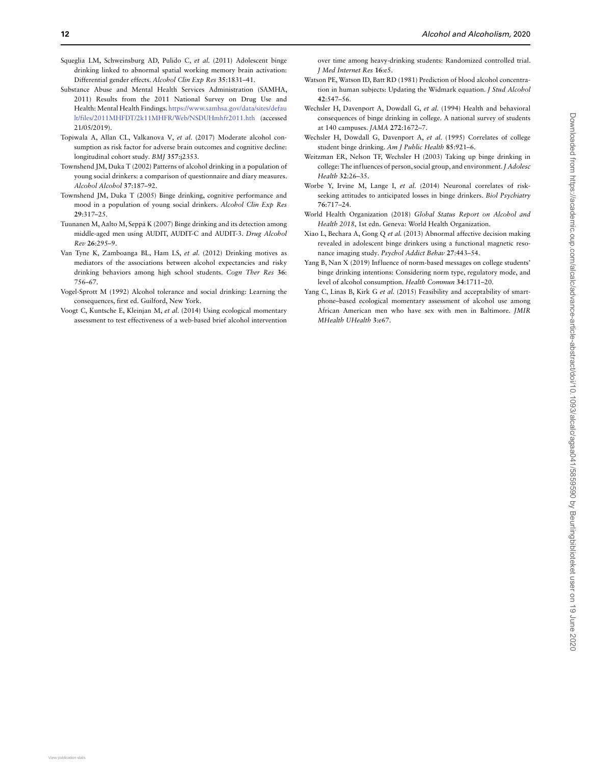Squeglia LM, Schweinsburg AD, Pulido C, *et al.* (2011) Adolescent binge drinking linked to abnormal spatial working memory brain activation: Differential gender effects. *Alcohol Clin Exp Res* **35**:1831–41.

Substance Abuse and Mental Health Services Administration (SAMHA, 2011) Results from the 2011 National Survey on Drug Use and Health: Mental Health Findings. https://www.samhsa.gov/data/sites/default/files/2011MHFDT/2k11MHFR/Web/NSDUHmhfr2011.hth (accessed 21/05/2019).

Topiwala A, Allan CL, Valkanova V, *et al.* (2017) Moderate alcohol consumption as risk factor for adverse brain outcomes and cognitive decline: longitudinal cohort study. *BMJ* **357**:j2353.

Townshend JM, Duka T (2002) Patterns of alcohol drinking in a population of young social drinkers: a comparison of questionnaire and diary measures. *Alcohol Alcohol* **37**:187–92.

Townshend JM, Duka T (2005) Binge drinking, cognitive performance and mood in a population of young social drinkers. *Alcohol Clin Exp Res* **29**:317–25.

Tuunanen M, Aalto M, Seppä K (2007) Binge drinking and its detection among middle-aged men using AUDIT, AUDIT-C and AUDIT-3. *Drug Alcohol Rev* **26**:295–9.

Van Tyne K, Zamboanga BL, Ham LS, *et al.* (2012) Drinking motives as mediators of the associations between alcohol expectancies and risky drinking behaviors among high school students. *Cogn Ther Res* **36**: 756–67.

Vogel-Sprott M (1992) Alcohol tolerance and social drinking: Learning the consequences, first ed. Guilford, New York.

Voogt C, Kuntsche E, Kleinjan M, *et al.* (2014) Using ecological momentary assessment to test effectiveness of a web-based brief alcohol intervention over time among heavy-drinking students: Randomized controlled trial. *J Med Internet Res* **16**:e5.

Watson PE, Watson ID, Batt RD (1981) Prediction of blood alcohol concentration in human subjects: Updating the Widmark equation. *J Stud Alcohol* **42**:547–56.

Wechsler H, Davenport A, Dowdall G, *et al.* (1994) Health and behavioral consequences of binge drinking in college. A national survey of students at 140 campuses. *JAMA* **272**:1672–7.

Wechsler H, Dowdall G, Davenport A, *et al.* (1995) Correlates of college student binge drinking. *Am J Public Health* **85**:921–6.

Weitzman ER, Nelson TF, Wechsler H (2003) Taking up binge drinking in college: The influences of person, social group, and environment. *J Adolesc Health* **32**:26–35.

Worbe Y, Irvine M, Lange I, *et al.* (2014) Neuronal correlates of risk-seeking attitudes to anticipated losses in binge drinkers. *Biol Psychiatry* **76**:717–24.

World Health Organization (2018) *Global Status Report on Alcohol and Health 2018*, 1st edn. Geneva: World Health Organization.

Xiao L, Bechara A, Gong Q *et al.* (2013) Abnormal affective decision making revealed in adolescent binge drinkers using a functional magnetic resonance imaging study. *Psychol Addict Behav* **27**:443–54.

Yang B, Nan X (2019) Influence of norm-based messages on college students' binge drinking intentions: Considering norm type, regulatory mode, and level of alcohol consumption. *Health Commun* **34**:1711–20.

Yang C, Linas B, Kirk G *et al.* (2015) Feasibility and acceptability of smartphone–based ecological momentary assessment of alcohol use among African American men who have sex with men in Baltimore. *JMIR MHealth UHealth* **3**:e67.